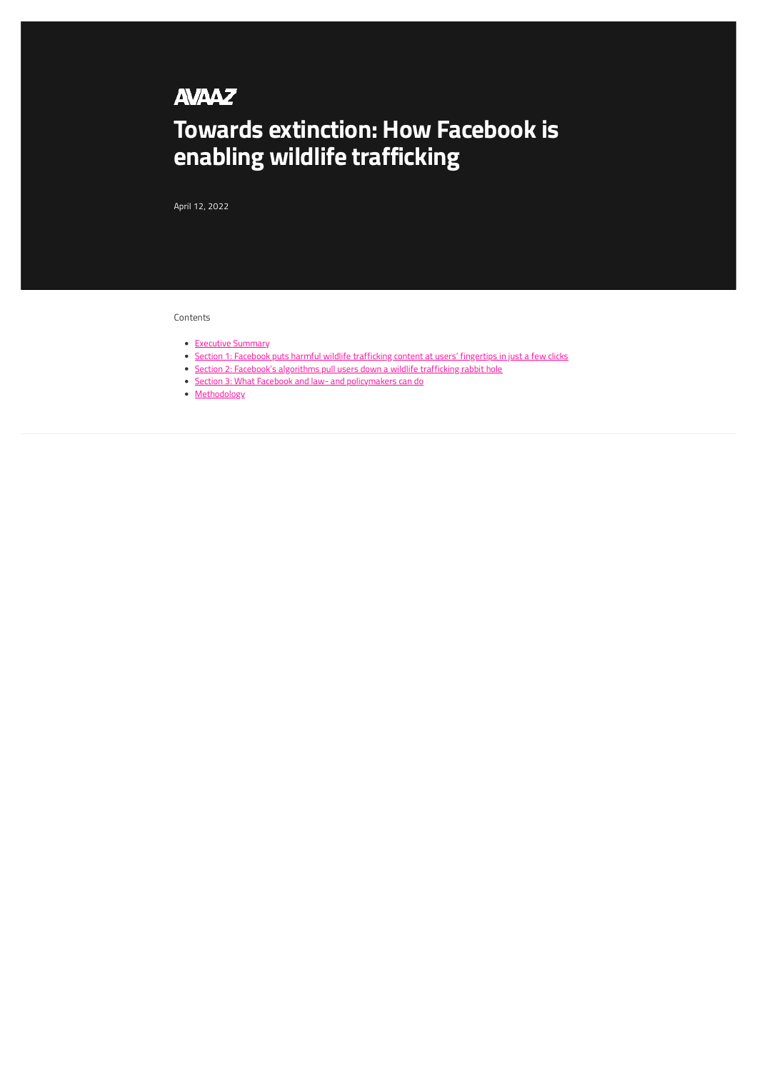AVAAZ

# Towards extinction: How Facebook is enabling wildlife trafficking

April 12, 2022

Contents

- Executive Summary
- Section 1: Facebook puts harmful wildlife trafficking content at users' fingertips in just a few clicks
- Section 2: Facebook's algorithms pull users down a wildlife trafficking rabbit hole
- Section 3: What Facebook and law- and policymakers can do
- Methodology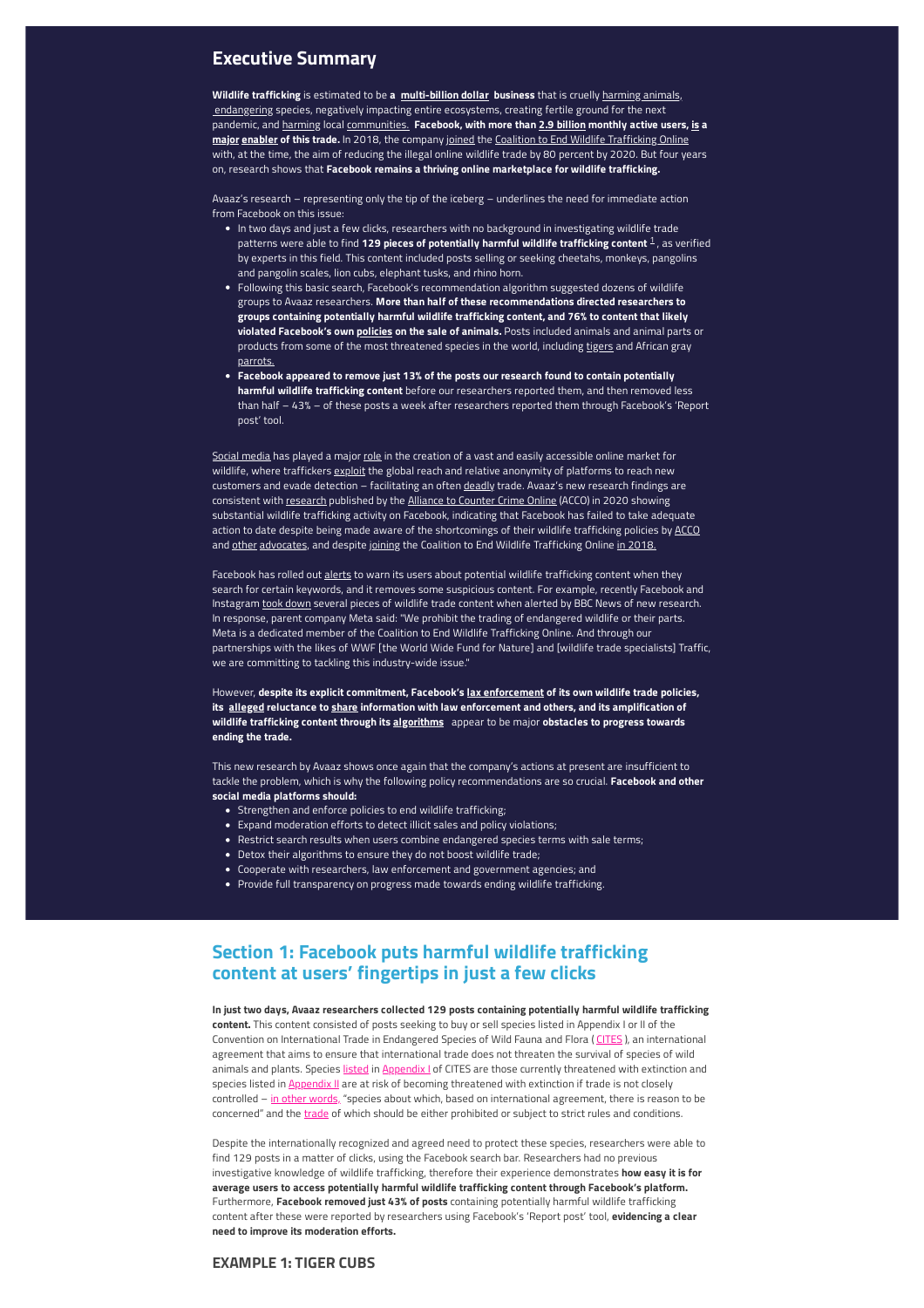## Executive Summary

**Wildlife trafficking** is estimated to be **a multi-billion dollar business** that is cruelly harming animals, endangering species, negatively impacting entire ecosystems, creating fertile ground for the next pandemic, and harming local communities. **Facebook, with more than 2.9 billion monthly active users, is a major enabler of this trade.** In 2018, the company joined the Coalition to End Wildlife Trafficking Online with, at the time, the aim of reducing the illegal online wildlife trade by 80 percent by 2020. But four years on, research shows that **Facebook remains a thriving online marketplace for wildlife trafficking.**

Avaaz's research – representing only the tip of the iceberg – underlines the need for immediate action from Facebook on this issue:

- In two days and just a few clicks, researchers with no background in investigating wildlife trade patterns were able to find **129 pieces of potentially harmful wildlife trafficking content** [1], as verified by experts in this field. This content included posts selling or seeking cheetahs, monkeys, pangolins and pangolin scales, lion cubs, elephant tusks, and rhino horn.
- Following this basic search, Facebook's recommendation algorithm suggested dozens of wildlife groups to Avaaz researchers. **More than half of these recommendations directed researchers to groups containing potentially harmful wildlife trafficking content, and 76% to content that likely violated Facebook's own policies on the sale of animals.** Posts included animals and animal parts or products from some of the most threatened species in the world, including tigers and African gray parrots.
- **Facebook appeared to remove just 13% of the posts our research found to contain potentially harmful wildlife trafficking content** before our researchers reported them, and then removed less than half – 43% – of these posts a week after researchers reported them through Facebook's 'Report post' tool.

Social media has played a major role in the creation of a vast and easily accessible online market for wildlife, where traffickers exploit the global reach and relative anonymity of platforms to reach new customers and evade detection – facilitating an often deadly trade. Avaaz's new research findings are consistent with research published by the Alliance to Counter Crime Online (ACCO) in 2020 showing substantial wildlife trafficking activity on Facebook, indicating that Facebook has failed to take adequate action to date despite being made aware of the shortcomings of their wildlife trafficking policies by ACCO and other advocates, and despite joining the Coalition to End Wildlife Trafficking Online in 2018.

Facebook has rolled out alerts to warn its users about potential wildlife trafficking content when they search for certain keywords, and it removes some suspicious content. For example, recently Facebook and Instagram took down several pieces of wildlife trade content when alerted by BBC News of new research. In response, parent company Meta said: "We prohibit the trading of endangered wildlife or their parts. Meta is a dedicated member of the Coalition to End Wildlife Trafficking Online. And through our partnerships with the likes of WWF [the World Wide Fund for Nature] and [wildlife trade specialists] Traffic, we are committing to tackling this industry-wide issue."

However, **despite its explicit commitment, Facebook's lax enforcement of its own wildlife trade policies, its alleged reluctance to share information with law enforcement and others, and its amplification of wildlife trafficking content through its algorithms appear to be major obstacles to progress towards ending the trade.**

This new research by Avaaz shows once again that the company's actions at present are insufficient to tackle the problem, which is why the following policy recommendations are so crucial. **Facebook and other social media platforms should:**

- Strengthen and enforce policies to end wildlife trafficking;
- Expand moderation efforts to detect illicit sales and policy violations;
- Restrict search results when users combine endangered species terms with sale terms;
- Detox their algorithms to ensure they do not boost wildlife trade;
- Cooperate with researchers, law enforcement and government agencies; and
- Provide full transparency on progress made towards ending wildlife trafficking.

## Section 1: Facebook puts harmful wildlife trafficking content at users' fingertips in just a few clicks

**In just two days, Avaaz researchers collected 129 posts containing potentially harmful wildlife trafficking content.** This content consisted of posts seeking to buy or sell species listed in Appendix I or II of the Convention on International Trade in Endangered Species of Wild Fauna and Flora (CITES), an international agreement that aims to ensure that international trade does not threaten the survival of species of wild animals and plants. Species listed in Appendix I of CITES are those currently threatened with extinction and species listed in Appendix II are at risk of becoming threatened with extinction if trade is not closely controlled – in other words, "species about which, based on international agreement, there is reason to be concerned" and the trade of which should be either prohibited or subject to strict rules and conditions.

Despite the internationally recognized and agreed need to protect these species, researchers were able to find 129 posts in a matter of clicks, using the Facebook search bar. Researchers had no previous investigative knowledge of wildlife trafficking, therefore their experience demonstrates **how easy it is for average users to access potentially harmful wildlife trafficking content through Facebook's platform.** Furthermore, **Facebook removed just 43% of posts** containing potentially harmful wildlife trafficking content after these were reported by researchers using Facebook's 'Report post' tool, **evidencing a clear need to improve its moderation efforts.**

### EXAMPLE 1: TIGER CUBS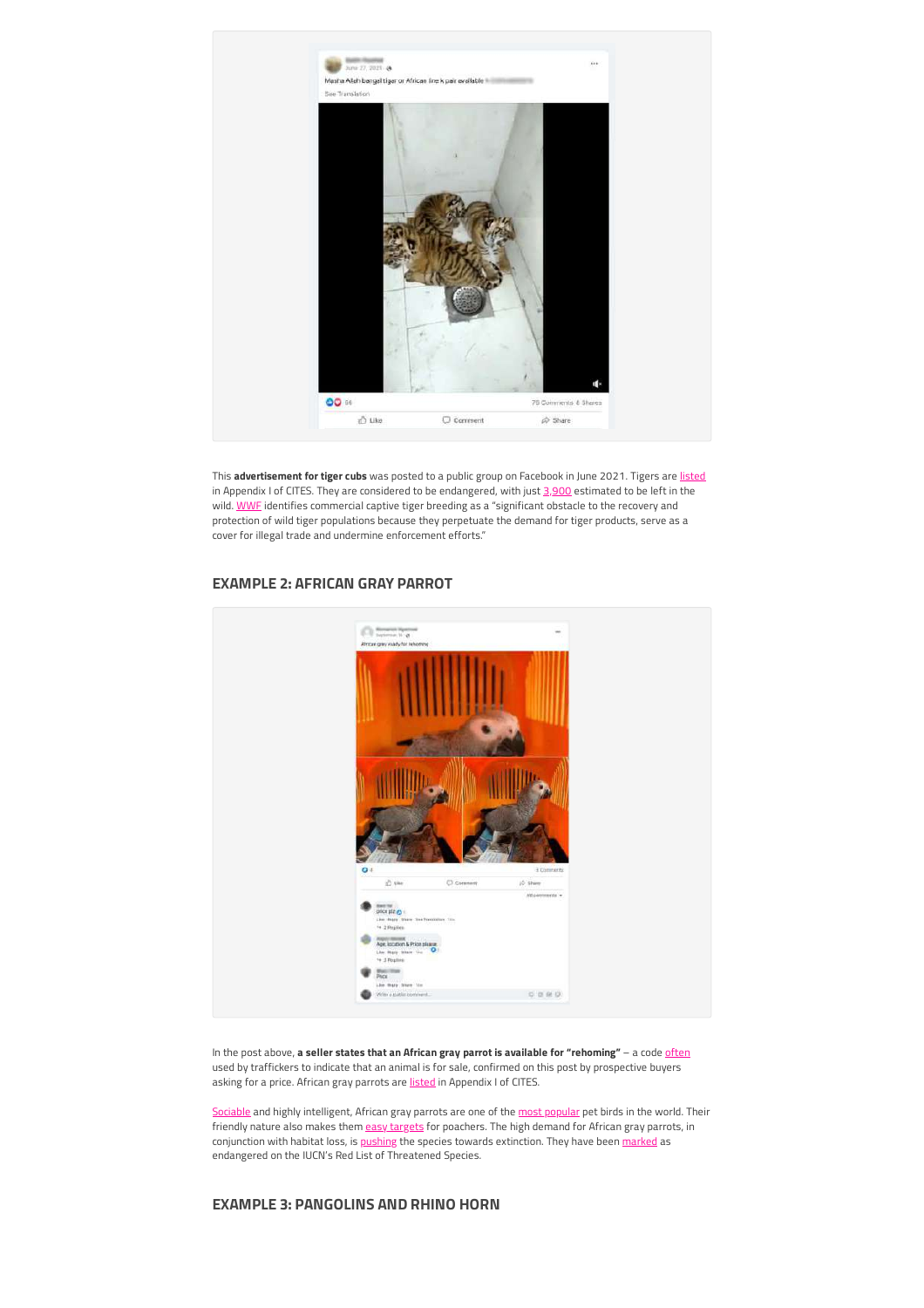This **advertisement for tiger cubs** was posted to a public group on Facebook in June 2021. Tigers are listed in Appendix I of CITES. They are considered to be endangered, with just 3,900 estimated to be left in the wild. WWF identifies commercial captive tiger breeding as a "significant obstacle to the recovery and protection of wild tiger populations because they perpetuate the demand for tiger products, serve as a cover for illegal trade and undermine enforcement efforts."

### EXAMPLE 2: AFRICAN GRAY PARROT

In the post above, **a seller states that an African gray parrot is available for "rehoming"** – a code often used by traffickers to indicate that an animal is for sale, confirmed on this post by prospective buyers asking for a price. African gray parrots are listed in Appendix I of CITES.

Sociable and highly intelligent, African gray parrots are one of the most popular pet birds in the world. Their friendly nature also makes them easy targets for poachers. The high demand for African gray parrots, in conjunction with habitat loss, is pushing the species towards extinction. They have been marked as endangered on the IUCN's Red List of Threatened Species.

### EXAMPLE 3: PANGOLINS AND RHINO HORN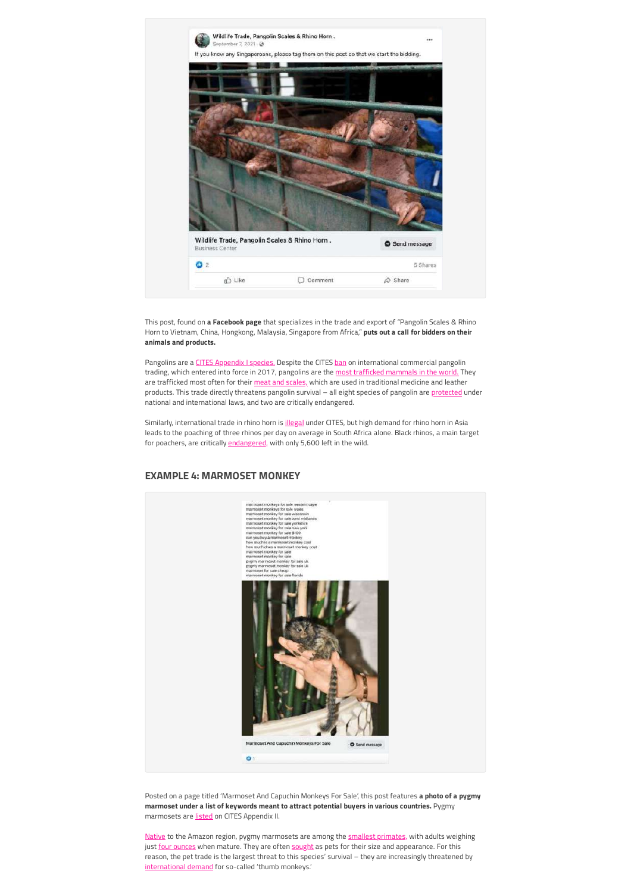This post, found on **a Facebook page** that specializes in the trade and export of "Pangolin Scales & Rhino Horn to Vietnam, China, Hongkong, Malaysia, Singapore from Africa," **puts out a call for bidders on their animals and products.**

Pangolins are a CITES Appendix I species. Despite the CITES ban on international commercial pangolin trading, which entered into force in 2017, pangolins are the most trafficked mammals in the world. They are trafficked most often for their meat and scales, which are used in traditional medicine and leather products. This trade directly threatens pangolin survival – all eight species of pangolin are protected under national and international laws, and two are critically endangered.

Similarly, international trade in rhino horn is illegal under CITES, but high demand for rhino horn in Asia leads to the poaching of three rhinos per day on average in South Africa alone. Black rhinos, a main target for poachers, are critically endangered, with only 5,600 left in the wild.

## EXAMPLE 4: MARMOSET MONKEY

Posted on a page titled 'Marmoset And Capuchin Monkeys For Sale', this post features **a photo of a pygmy marmoset under a list of keywords meant to attract potential buyers in various countries.** Pygmy marmosets are listed on CITES Appendix II.

Native to the Amazon region, pygmy marmosets are among the smallest primates, with adults weighing just four ounces when mature. They are often sought as pets for their size and appearance. For this reason, the pet trade is the largest threat to this species' survival – they are increasingly threatened by international demand for so-called 'thumb monkeys.'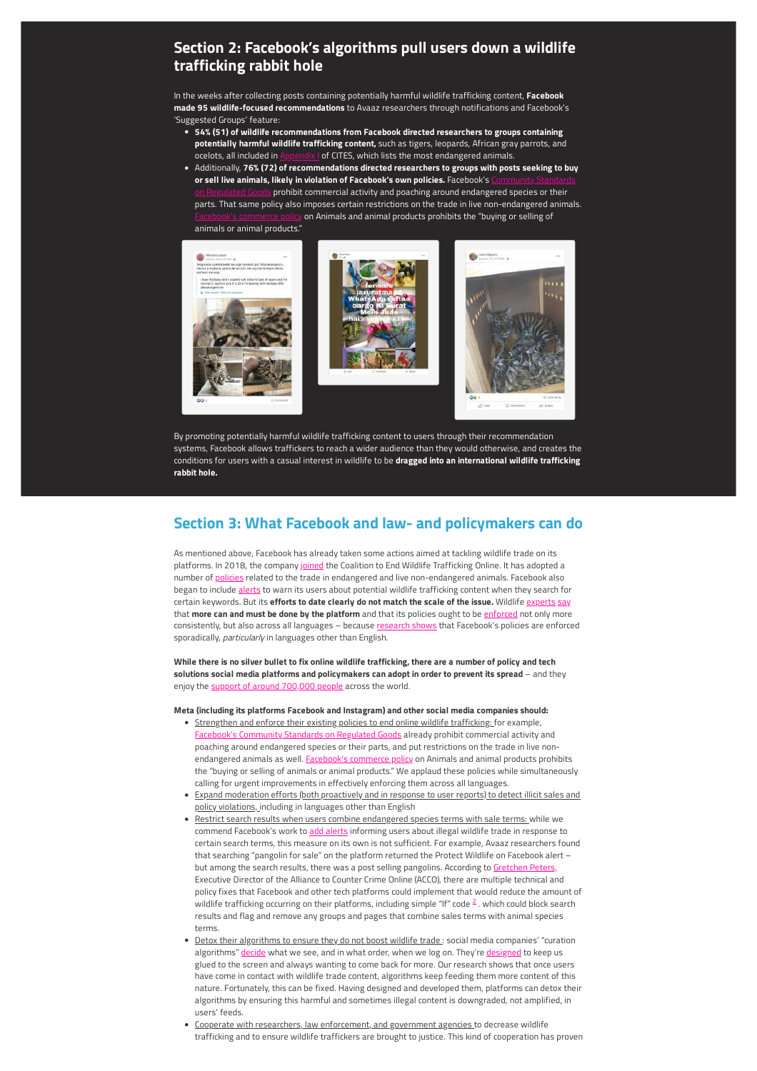## Section 2: Facebook's algorithms pull users down a wildlife trafficking rabbit hole

In the weeks after collecting posts containing potentially harmful wildlife trafficking content, **Facebook made 95 wildlife-focused recommendations** to Avaaz researchers through notifications and Facebook's 'Suggested Groups' feature:

- **54% (51) of wildlife recommendations from Facebook directed researchers to groups containing potentially harmful wildlife trafficking content,** such as tigers, leopards, African gray parrots, and ocelots, all included in Appendix I of CITES, which lists the most endangered animals.
- Additionally, **76% (72) of recommendations directed researchers to groups with posts seeking to buy or sell live animals, likely in violation of Facebook's own policies.** Facebook's Community Standards on Regulated Goods prohibit commercial activity and poaching around endangered species or their parts. That same policy also imposes certain restrictions on the trade in live non-endangered animals. Facebook's commerce policy on Animals and animal products prohibits the "buying or selling of animals or animal products."

By promoting potentially harmful wildlife trafficking content to users through their recommendation systems, Facebook allows traffickers to reach a wider audience than they would otherwise, and creates the conditions for users with a casual interest in wildlife to be **dragged into an international wildlife trafficking rabbit hole.**

## Section 3: What Facebook and law- and policymakers can do

As mentioned above, Facebook has already taken some actions aimed at tackling wildlife trade on its platforms. In 2018, the company joined the Coalition to End Wildlife Trafficking Online. It has adopted a number of policies related to the trade in endangered and live non-endangered animals. Facebook also began to include alerts to warn its users about potential wildlife trafficking content when they search for certain keywords. But its **efforts to date clearly do not match the scale of the issue.** Wildlife experts say that **more can and must be done by the platform** and that its policies ought to be enforced not only more consistently, but also across all languages – because research shows that Facebook's policies are enforced sporadically, *particularly* in languages other than English.

**While there is no silver bullet to fix online wildlife trafficking, there are a number of policy and tech solutions social media platforms and policymakers can adopt in order to prevent its spread** – and they enjoy the support of around 700,000 people across the world.

**Meta (including its platforms Facebook and Instagram) and other social media companies should:**

- Strengthen and enforce their existing policies to end online wildlife trafficking: for example, Facebook's Community Standards on Regulated Goods already prohibit commercial activity and poaching around endangered species or their parts, and put restrictions on the trade in live non-endangered animals as well. Facebook's commerce policy on Animals and animal products prohibits the "buying or selling of animals or animal products." We applaud these policies while simultaneously calling for urgent improvements in effectively enforcing them across all languages.
- Expand moderation efforts (both proactively and in response to user reports) to detect illicit sales and policy violations, including in languages other than English
- Restrict search results when users combine endangered species terms with sale terms: while we commend Facebook's work to add alerts informing users about illegal wildlife trade in response to certain search terms, this measure on its own is not sufficient. For example, Avaaz researchers found that searching "pangolin for sale" on the platform returned the Protect Wildlife on Facebook alert – but among the search results, there was a post selling pangolins. According to Gretchen Peters, Executive Director of the Alliance to Counter Crime Online (ACCO), there are multiple technical and policy fixes that Facebook and other tech platforms could implement that would reduce the amount of wildlife trafficking occurring on their platforms, including simple "If" code [2]. which could block search results and flag and remove any groups and pages that combine sales terms with animal species terms.
- Detox their algorithms to ensure they do not boost wildlife trade : social media companies' "curation algorithms" decide what we see, and in what order, when we log on. They're designed to keep us glued to the screen and always wanting to come back for more. Our research shows that once users have come in contact with wildlife trade content, algorithms keep feeding them more content of this nature. Fortunately, this can be fixed. Having designed and developed them, platforms can detox their algorithms by ensuring this harmful and sometimes illegal content is downgraded, not amplified, in users' feeds.
- Cooperate with researchers, law enforcement, and government agencies to decrease wildlife trafficking and to ensure wildlife traffickers are brought to justice. This kind of cooperation has proven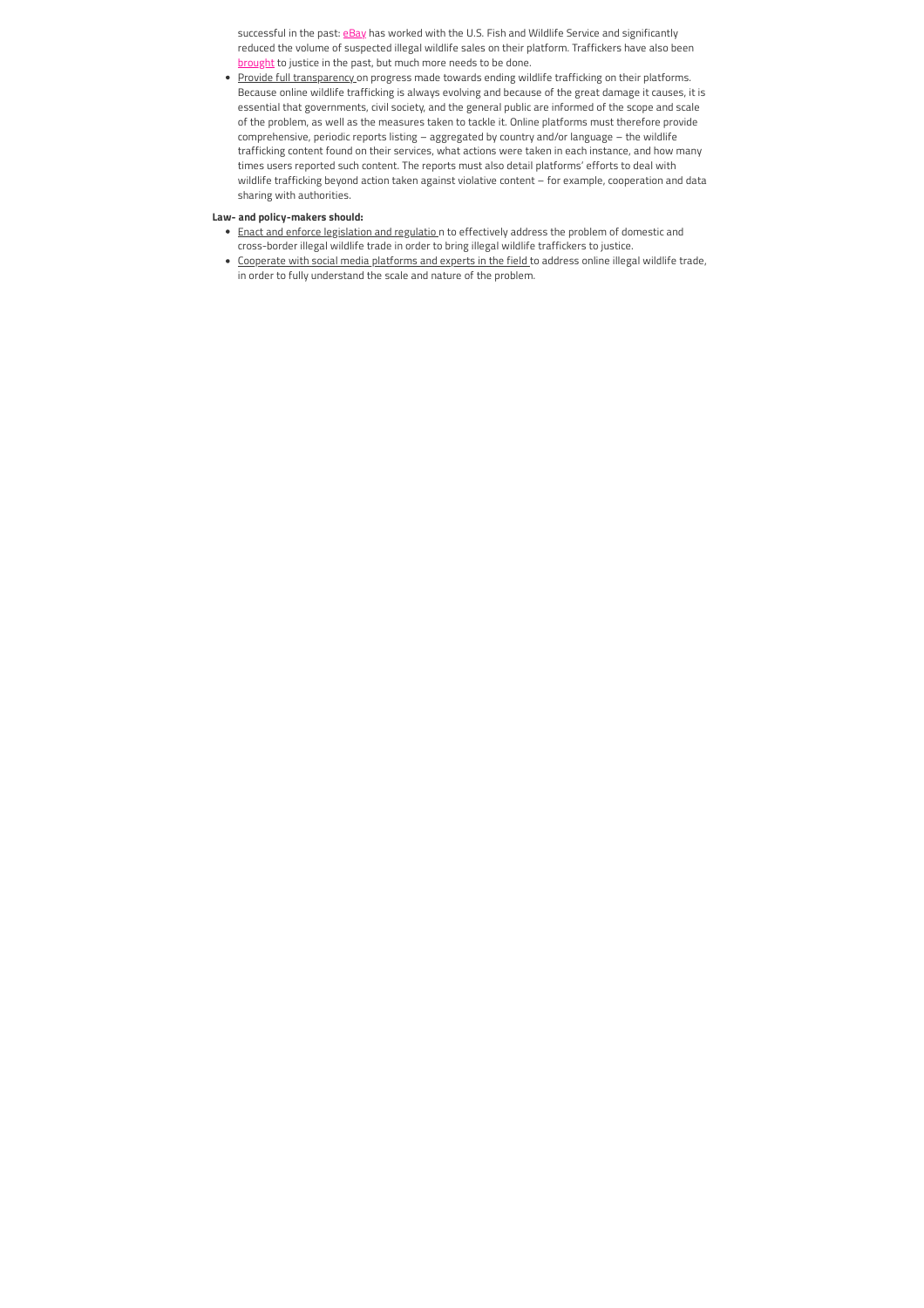successful in the past: eBay has worked with the U.S. Fish and Wildlife Service and significantly reduced the volume of suspected illegal wildlife sales on their platform. Traffickers have also been brought to justice in the past, but much more needs to be done.

- Provide full transparency on progress made towards ending wildlife trafficking on their platforms. Because online wildlife trafficking is always evolving and because of the great damage it causes, it is essential that governments, civil society, and the general public are informed of the scope and scale of the problem, as well as the measures taken to tackle it. Online platforms must therefore provide comprehensive, periodic reports listing – aggregated by country and/or language – the wildlife trafficking content found on their services, what actions were taken in each instance, and how many times users reported such content. The reports must also detail platforms' efforts to deal with wildlife trafficking beyond action taken against violative content – for example, cooperation and data sharing with authorities.

**Law- and policy-makers should:**

- Enact and enforce legislation and regulation to effectively address the problem of domestic and cross-border illegal wildlife trade in order to bring illegal wildlife traffickers to justice.
- Cooperate with social media platforms and experts in the field to address online illegal wildlife trade, in order to fully understand the scale and nature of the problem.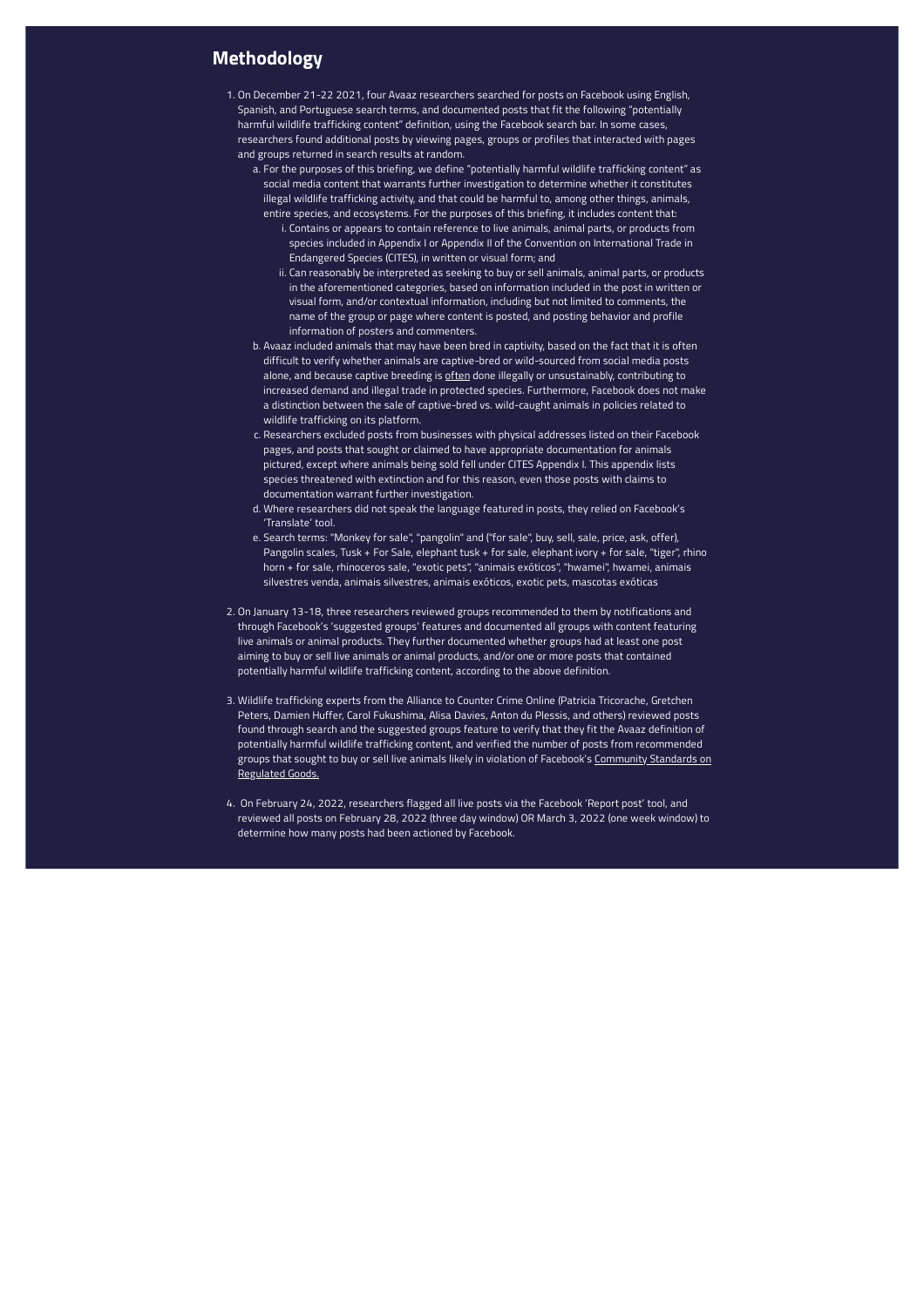## Methodology

1. On December 21-22 2021, four Avaaz researchers searched for posts on Facebook using English, Spanish, and Portuguese search terms, and documented posts that fit the following "potentially harmful wildlife trafficking content" definition, using the Facebook search bar. In some cases, researchers found additional posts by viewing pages, groups or profiles that interacted with pages and groups returned in search results at random.
    a. For the purposes of this briefing, we define "potentially harmful wildlife trafficking content" as social media content that warrants further investigation to determine whether it constitutes illegal wildlife trafficking activity, and that could be harmful to, among other things, animals, entire species, and ecosystems. For the purposes of this briefing, it includes content that:
        i. Contains or appears to contain reference to live animals, animal parts, or products from species included in Appendix I or Appendix II of the Convention on International Trade in Endangered Species (CITES), in written or visual form; and
        ii. Can reasonably be interpreted as seeking to buy or sell animals, animal parts, or products in the aforementioned categories, based on information included in the post in written or visual form, and/or contextual information, including but not limited to comments, the name of the group or page where content is posted, and posting behavior and profile information of posters and commenters.
    b. Avaaz included animals that may have been bred in captivity, based on the fact that it is often difficult to verify whether animals are captive-bred or wild-sourced from social media posts alone, and because captive breeding is often done illegally or unsustainably, contributing to increased demand and illegal trade in protected species. Furthermore, Facebook does not make a distinction between the sale of captive-bred vs. wild-caught animals in policies related to wildlife trafficking on its platform.
    c. Researchers excluded posts from businesses with physical addresses listed on their Facebook pages, and posts that sought or claimed to have appropriate documentation for animals pictured, except where animals being sold fell under CITES Appendix I. This appendix lists species threatened with extinction and for this reason, even those posts with claims to documentation warrant further investigation.
    d. Where researchers did not speak the language featured in posts, they relied on Facebook's 'Translate' tool.
    e. Search terms: "Monkey for sale", "pangolin" and ("for sale", buy, sell, sale, price, ask, offer), Pangolin scales, Tusk + For Sale, elephant tusk + for sale, elephant ivory + for sale, "tiger", rhino horn + for sale, rhinoceros sale, "exotic pets", "animais exóticos", "hwamei", hwamei, animais silvestres venda, animais silvestres, animais exóticos, exotic pets, mascotas exóticas

2. On January 13-18, three researchers reviewed groups recommended to them by notifications and through Facebook's 'suggested groups' features and documented all groups with content featuring live animals or animal products. They further documented whether groups had at least one post aiming to buy or sell live animals or animal products, and/or one or more posts that contained potentially harmful wildlife trafficking content, according to the above definition.

3. Wildlife trafficking experts from the Alliance to Counter Crime Online (Patricia Tricorache, Gretchen Peters, Damien Huffer, Carol Fukushima, Alisa Davies, Anton du Plessis, and others) reviewed posts found through search and the suggested groups feature to verify that they fit the Avaaz definition of potentially harmful wildlife trafficking content, and verified the number of posts from recommended groups that sought to buy or sell live animals likely in violation of Facebook's Community Standards on Regulated Goods.

4. On February 24, 2022, researchers flagged all live posts via the Facebook 'Report post' tool, and reviewed all posts on February 28, 2022 (three day window) OR March 3, 2022 (one week window) to determine how many posts had been actioned by Facebook.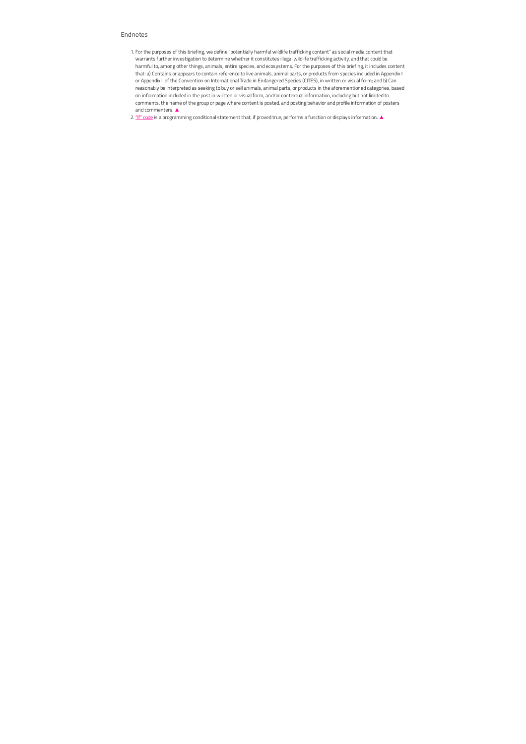## Endnotes

1. For the purposes of this briefing, we define "potentially harmful wildlife trafficking content" as social media content that warrants further investigation to determine whether it constitutes illegal wildlife trafficking activity, and that could be harmful to, among other things, animals, entire species, and ecosystems. For the purposes of this briefing, it includes content that: a) Contains or appears to contain reference to live animals, animal parts, or products from species included in Appendix I or Appendix II of the Convention on International Trade in Endangered Species (CITES), in written or visual form; and b) Can reasonably be interpreted as seeking to buy or sell animals, animal parts, or products in the aforementioned categories, based on information included in the post in written or visual form, and/or contextual information, including but not limited to comments, the name of the group or page where content is posted, and posting behavior and profile information of posters and commenters. ▲
2. "If" code is a programming conditional statement that, if proved true, performs a function or displays information. ▲